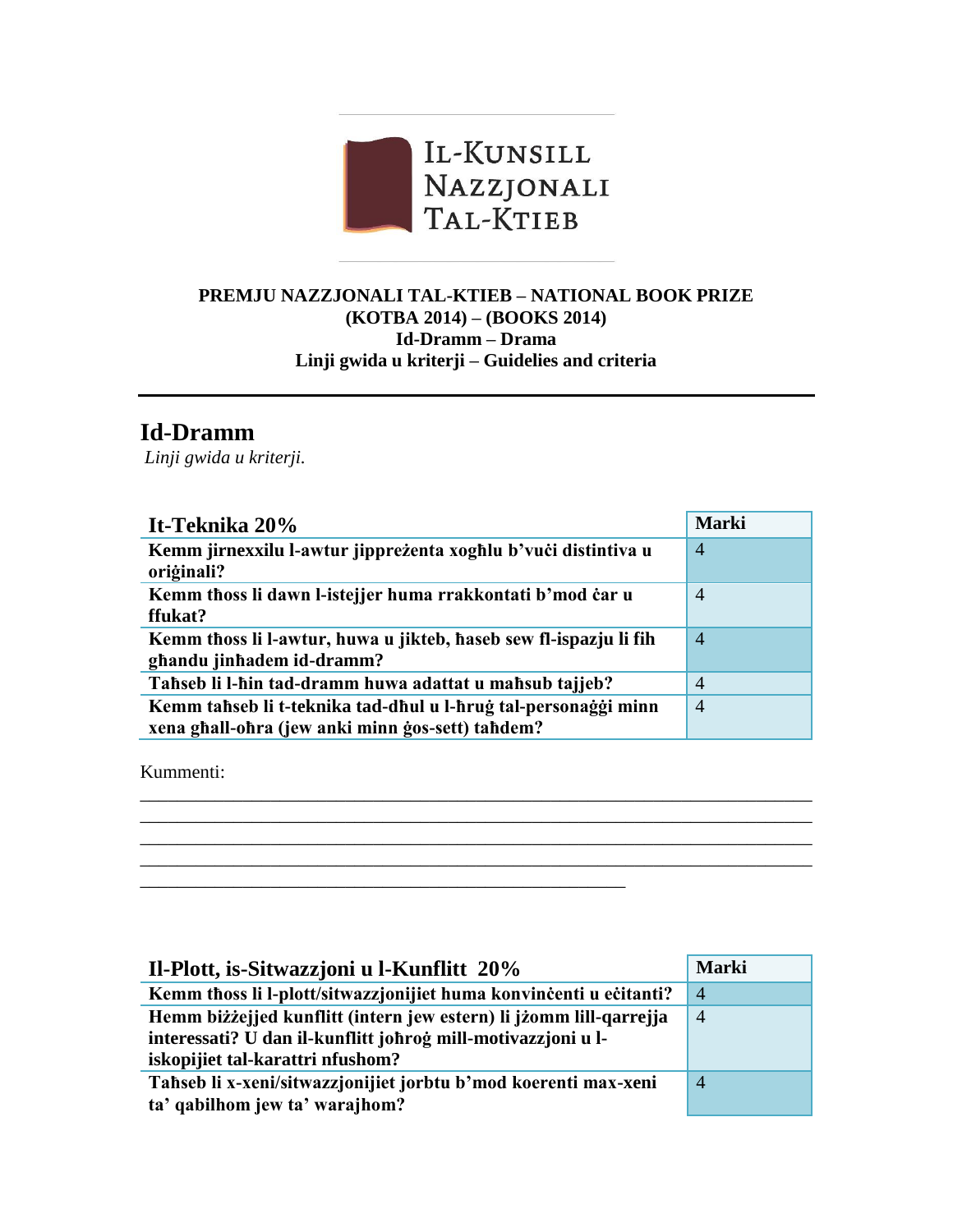IL-KUNSILL NAZZJONALI TAL-KTIEB

**PREMJU NAZZJONALI TAL-KTIEB – NATIONAL BOOK PRIZE**
**(KOTBA 2014) – (BOOKS 2014)**
**Id-Dramm – Drama**
**Linji gwida u kriterji – Guidelies and criteria**

---

# Id-Dramm

*Linji gwida u kriterji.*

| It-Teknika 20% | Marki |
|---|---|
| **Kemm jirnexxilu l-awtur jippreżenta xogħlu b'vuċi distintiva u oriġinali?** | 4 |
| **Kemm tħoss li dawn l-istejjer huma rrakkontati b'mod ċar u ffukat?** | 4 |
| **Kemm tħoss li l-awtur, huwa u jikteb, ħaseb sew fl-ispazju li fih għandu jinħadem id-dramm?** | 4 |
| **Taħseb li l-ħin tad-dramm huwa adattat u maħsub tajjeb?** | 4 |
| **Kemm taħseb li t-teknika tad-dħul u l-ħruġ tal-personaġġi minn xena għall-oħra (jew anki minn ġos-sett) taħdem?** | 4 |

Kummenti:

_______________________________________________________________________
_______________________________________________________________________
_______________________________________________________________________
_______________________________________________________________________
_______________________________________________

| Il-Plott, is-Sitwazzjoni u l-Kunflitt 20% | Marki |
|---|---|
| **Kemm tħoss li l-plott/sitwazzjonijiet huma konvinċenti u eċitanti?** | 4 |
| **Hemm biżżejjed kunflitt (intern jew estern) li jżomm lill-qarrejja interessati? U dan il-kunflitt joħroġ mill-motivazzjoni u l-iskopijiet tal-karattri nfushom?** | 4 |
| **Taħseb li x-xeni/sitwazzjonijiet jorbtu b'mod koerenti max-xeni ta' qabilhom jew ta' warajhom?** | 4 |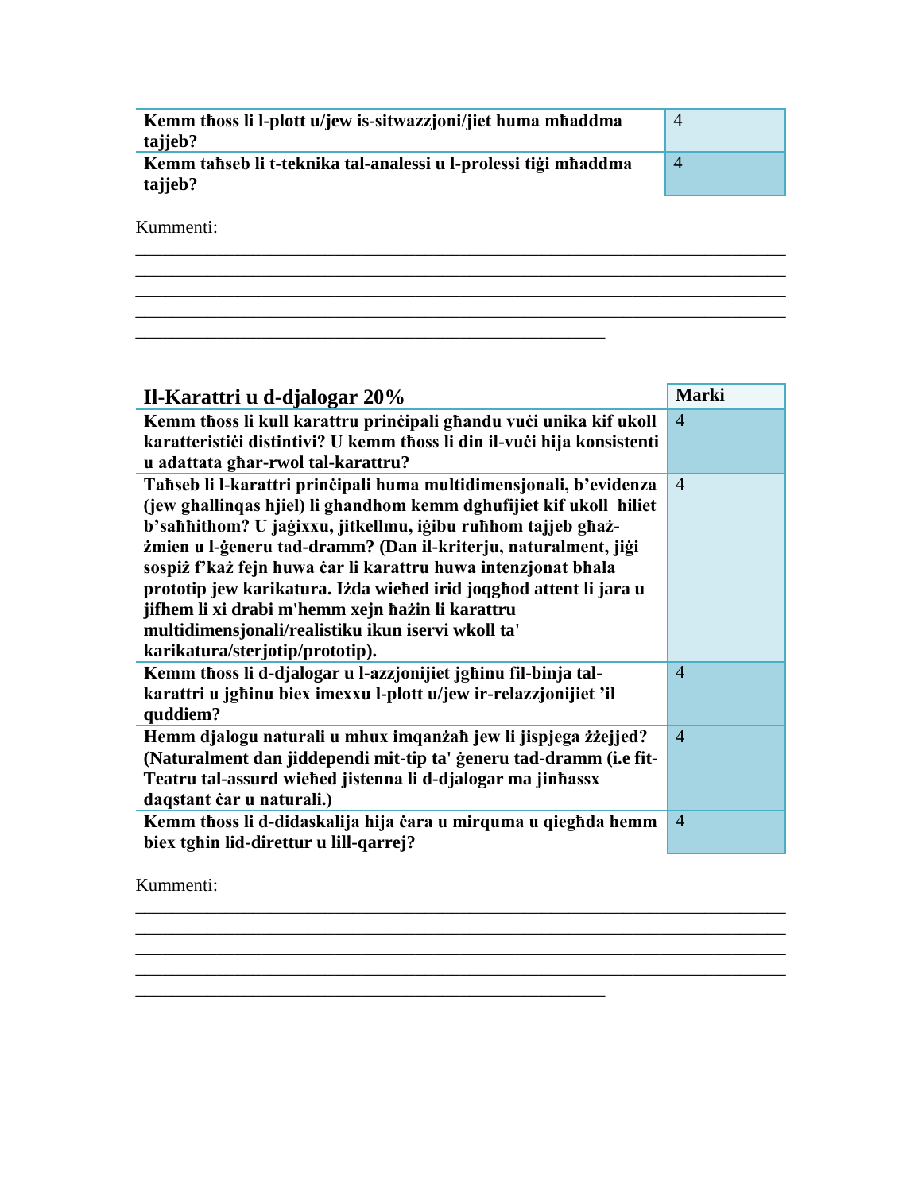| | |
|---|---|
| **Kemm tħoss li l-plott u/jew is-sitwazzjoni/jiet huma mħaddma tajjeb?** | 4 |
| **Kemm taħseb li t-teknika tal-analessi u l-prolessi tiġi mħaddma tajjeb?** | 4 |

Kummenti:

______________________________________________________________________
______________________________________________________________________
______________________________________________________________________
______________________________________________________________________
________________________________________________

| **Il-Karattri u d-djalogar 20%** | **Marki** |
|---|---|
| **Kemm tħoss li kull karattru prinċipali għandu vuċi unika kif ukoll karatteristiċi distintivi? U kemm tħoss li din il-vuċi hija konsistenti u adattata għar-rwol tal-karattru?** | 4 |
| **Taħseb li l-karattri prinċipali huma multidimensjonali, b'evidenza (jew għallinqas ħjiel) li għandhom kemm dgħufijiet kif ukoll ħiliet b'saħħithom? U jaġixxu, jitkellmu, iġibu ruħhom tajjeb għaż-żmien u l-ġeneru tad-dramm? (Dan il-kriterju, naturalment, jiġi sospiż f'każ fejn huwa ċar li karattru huwa intenzjonat bħala prototip jew karikatura. Iżda wieħed irid joqgħod attent li jara u jifhem li xi drabi m'hemm xejn ħażin li karattru multidimensjonali/realistiku ikun iservi wkoll ta' karikatura/sterjotip/prototip).** | 4 |
| **Kemm tħoss li d-djalogar u l-azzjonijiet jgħinu fil-binja tal-karattri u jgħinu biex imexxu l-plott u/jew ir-relazzjonijiet 'il quddiem?** | 4 |
| **Hemm djalogu naturali u mhux imqanżaħ jew li jispjega żżejjed? (Naturalment dan jiddependi mit-tip ta' ġeneru tad-dramm (i.e fit-Teatru tal-assurd wieħed jistenna li d-djalogar ma jinħassx daqstant ċar u naturali.)** | 4 |
| **Kemm tħoss li d-didaskalija hija ċara u mirquma u qiegħda hemm biex tgħin lid-direttur u lill-qarrej?** | 4 |

Kummenti:

______________________________________________________________________
______________________________________________________________________
______________________________________________________________________
______________________________________________________________________
________________________________________________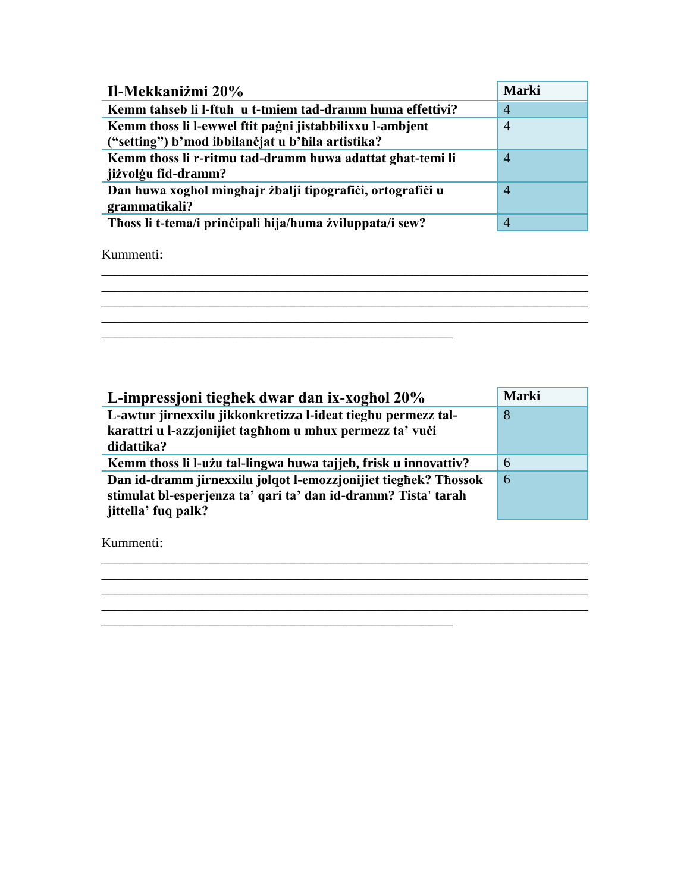| **Il-Mekkaniżmi 20%** | **Marki** |
|---|---|
| **Kemm taħseb li l-ftuħ  u t-tmiem tad-dramm huma effettivi?** | 4 |
| **Kemm tħoss li l-ewwel ftit paġni jistabbilixxu l-ambjent ("setting") b'mod ibbilanċjat u b'ħila artistika?** | 4 |
| **Kemm tħoss li r-ritmu tad-dramm huwa adattat għat-temi li jiżvolġu fid-dramm?** | 4 |
| **Dan huwa xogħol mingħajr żbalji tipografiċi, ortografiċi u grammatikali?** | 4 |
| **Tħoss li t-tema/i prinċipali hija/huma żviluppata/i sew?** | 4 |

Kummenti:

______________________________________________________________________
______________________________________________________________________
______________________________________________________________________
______________________________________________________________________
_______________________________________________

| **L-impressjoni tiegħek dwar dan ix-xogħol 20%** | **Marki** |
|---|---|
| **L-awtur jirnexxilu jikkonkretizza l-ideat tiegħu permezz tal-karattri u l-azzjonijiet tagħhom u mhux permezz ta' vuċi didattika?** | 8 |
| **Kemm tħoss li l-użu tal-lingwa huwa tajjeb, frisk u innovattiv?** | 6 |
| **Dan id-dramm jirnexxilu jolqot l-emozzjonijiet tiegħek? Tħossok stimulat bl-esperjenza ta' qari ta' dan id-dramm? Tista' tarah jittella' fuq palk?** | 6 |

Kummenti:

______________________________________________________________________
______________________________________________________________________
______________________________________________________________________
______________________________________________________________________
_______________________________________________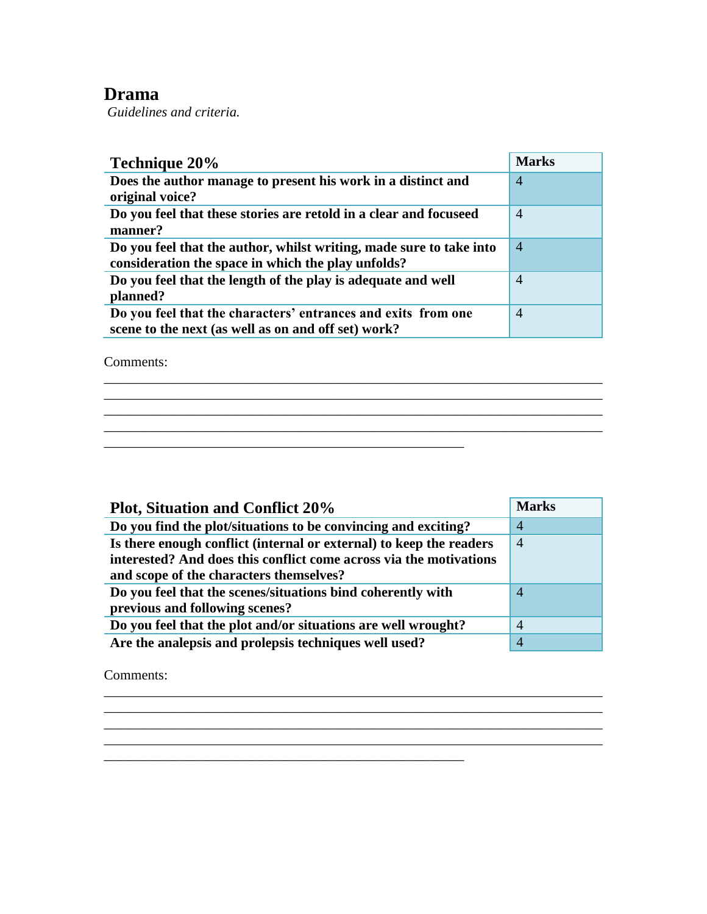# Drama

*Guidelines and criteria.*

| Technique 20% | Marks |
|---|---|
| **Does the author manage to present his work in a distinct and original voice?** | 4 |
| **Do you feel that these stories are retold in a clear and focuseed manner?** | 4 |
| **Do you feel that the author, whilst writing, made sure to take into consideration the space in which the play unfolds?** | 4 |
| **Do you feel that the length of the play is adequate and well planned?** | 4 |
| **Do you feel that the characters' entrances and exits from one scene to the next (as well as on and off set) work?** | 4 |

Comments:

_______________________________________________________________________________
_______________________________________________________________________________
_______________________________________________________________________________
_______________________________________________________________________________
_________________________________________________________

| Plot, Situation and Conflict 20% | Marks |
|---|---|
| **Do you find the plot/situations to be convincing and exciting?** | 4 |
| **Is there enough conflict (internal or external) to keep the readers interested? And does this conflict come across via the motivations and scope of the characters themselves?** | 4 |
| **Do you feel that the scenes/situations bind coherently with previous and following scenes?** | 4 |
| **Do you feel that the plot and/or situations are well wrought?** | 4 |
| **Are the analepsis and prolepsis techniques well used?** | 4 |

Comments:

_______________________________________________________________________________
_______________________________________________________________________________
_______________________________________________________________________________
_______________________________________________________________________________
_________________________________________________________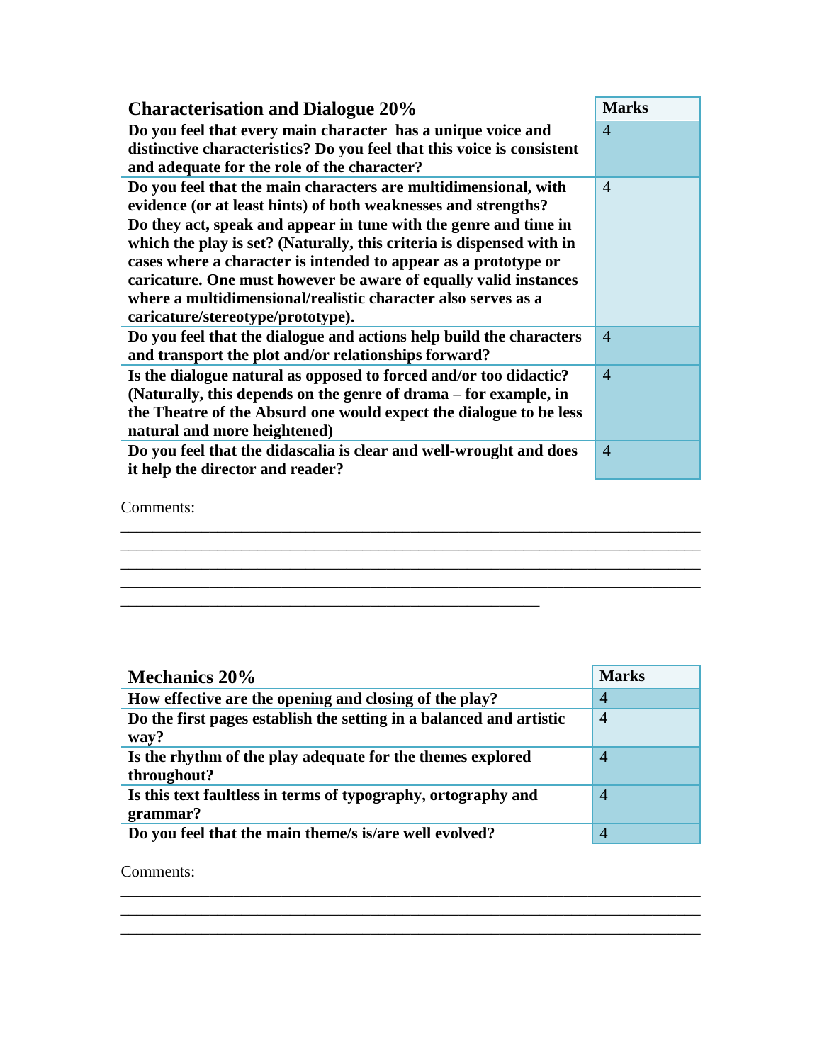| Characterisation and Dialogue 20% | Marks |
|---|---|
| **Do you feel that every main character has a unique voice and distinctive characteristics? Do you feel that this voice is consistent and adequate for the role of the character?** | 4 |
| **Do you feel that the main characters are multidimensional, with evidence (or at least hints) of both weaknesses and strengths? Do they act, speak and appear in tune with the genre and time in which the play is set? (Naturally, this criteria is dispensed with in cases where a character is intended to appear as a prototype or caricature. One must however be aware of equally valid instances where a multidimensional/realistic character also serves as a caricature/stereotype/prototype).** | 4 |
| **Do you feel that the dialogue and actions help build the characters and transport the plot and/or relationships forward?** | 4 |
| **Is the dialogue natural as opposed to forced and/or too didactic? (Naturally, this depends on the genre of drama – for example, in the Theatre of the Absurd one would expect the dialogue to be less natural and more heightened)** | 4 |
| **Do you feel that the didascalia is clear and well-wrought and does it help the director and reader?** | 4 |

Comments:

______________________________________________________________________
______________________________________________________________________
______________________________________________________________________
______________________________________________________________________
__________________________________________________

| Mechanics 20% | Marks |
|---|---|
| **How effective are the opening and closing of the play?** | 4 |
| **Do the first pages establish the setting in a balanced and artistic way?** | 4 |
| **Is the rhythm of the play adequate for the themes explored throughout?** | 4 |
| **Is this text faultless in terms of typography, ortography and grammar?** | 4 |
| **Do you feel that the main theme/s is/are well evolved?** | 4 |

Comments:

______________________________________________________________________
______________________________________________________________________
______________________________________________________________________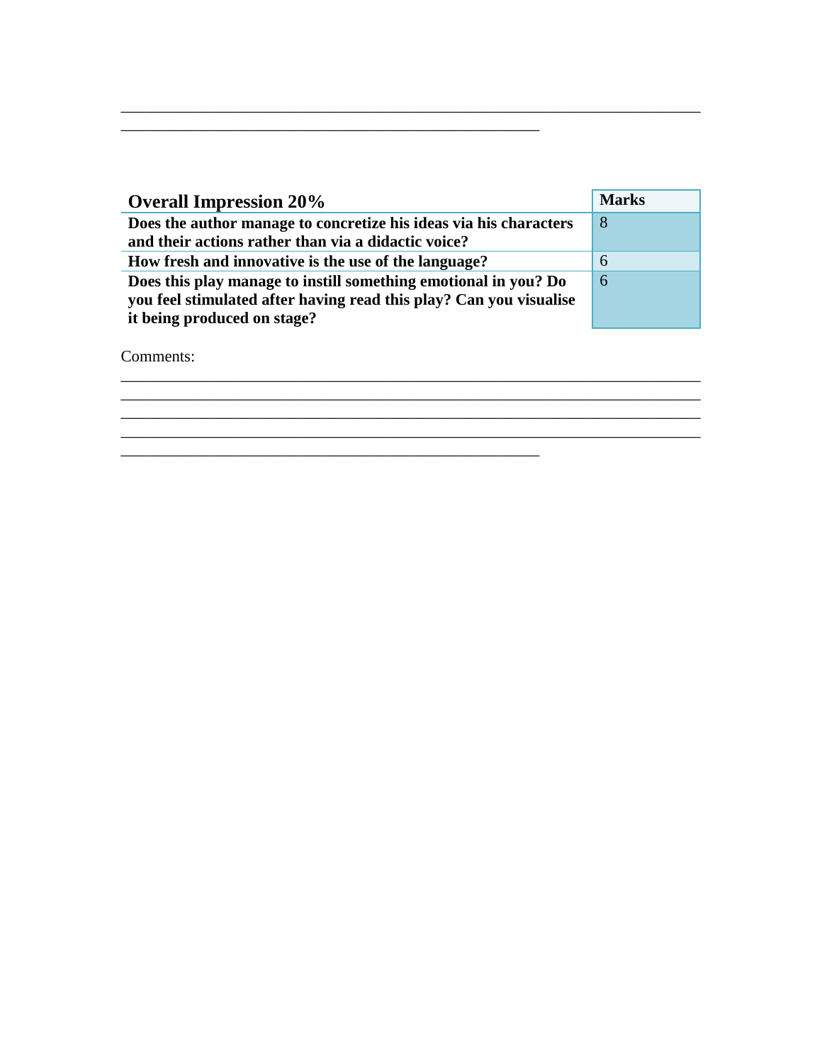______________________________________________________________________
__________________________________________________

| Overall Impression 20% | Marks |
|---|---|
| **Does the author manage to concretize his ideas via his characters and their actions rather than via a didactic voice?** | 8 |
| **How fresh and innovative is the use of the language?** | 6 |
| **Does this play manage to instill something emotional in you? Do you feel stimulated after having read this play? Can you visualise it being produced on stage?** | 6 |

Comments:

______________________________________________________________________
______________________________________________________________________
______________________________________________________________________
______________________________________________________________________
__________________________________________________